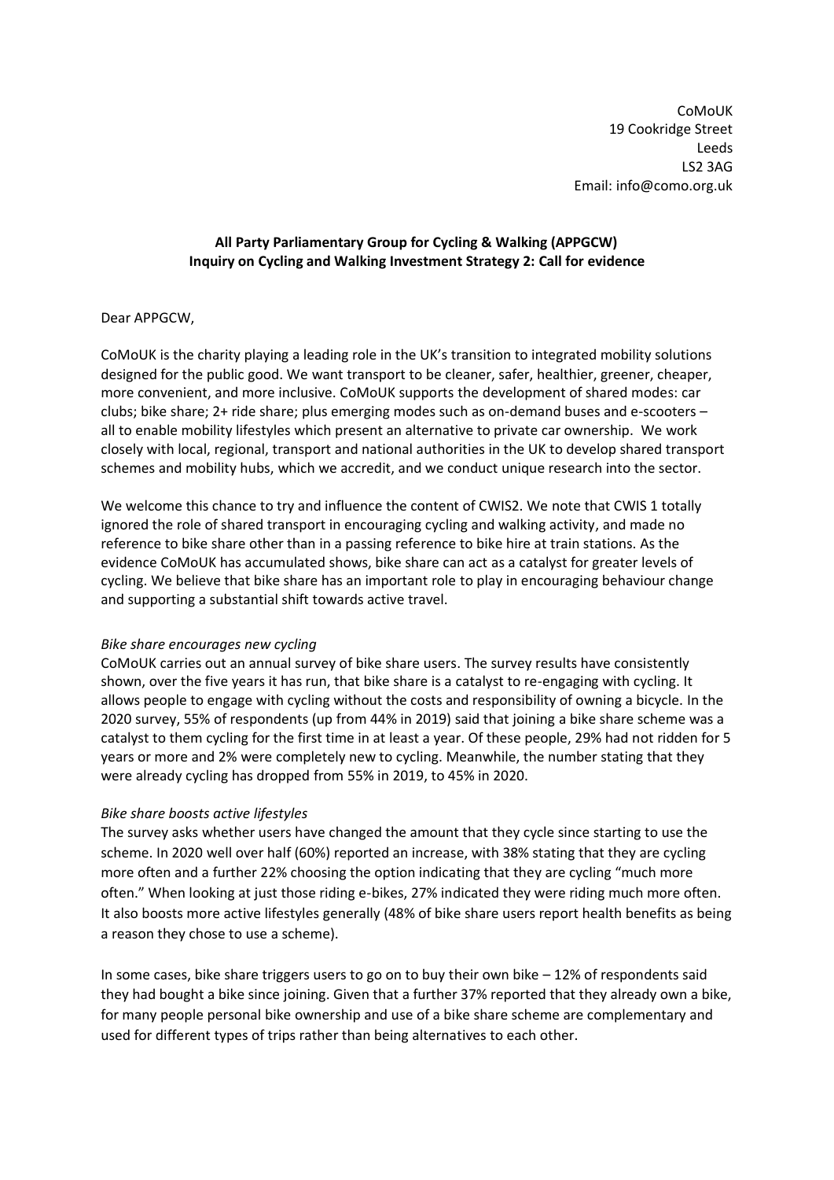CoMoUK
19 Cookridge Street
Leeds
LS2 3AG
Email: info@como.org.uk

**All Party Parliamentary Group for Cycling & Walking (APPGCW)**
**Inquiry on Cycling and Walking Investment Strategy 2: Call for evidence**

Dear APPGCW,

CoMoUK is the charity playing a leading role in the UK's transition to integrated mobility solutions designed for the public good. We want transport to be cleaner, safer, healthier, greener, cheaper, more convenient, and more inclusive. CoMoUK supports the development of shared modes: car clubs; bike share; 2+ ride share; plus emerging modes such as on-demand buses and e-scooters – all to enable mobility lifestyles which present an alternative to private car ownership. We work closely with local, regional, transport and national authorities in the UK to develop shared transport schemes and mobility hubs, which we accredit, and we conduct unique research into the sector.

We welcome this chance to try and influence the content of CWIS2. We note that CWIS 1 totally ignored the role of shared transport in encouraging cycling and walking activity, and made no reference to bike share other than in a passing reference to bike hire at train stations. As the evidence CoMoUK has accumulated shows, bike share can act as a catalyst for greater levels of cycling. We believe that bike share has an important role to play in encouraging behaviour change and supporting a substantial shift towards active travel.

*Bike share encourages new cycling*

CoMoUK carries out an annual survey of bike share users. The survey results have consistently shown, over the five years it has run, that bike share is a catalyst to re-engaging with cycling. It allows people to engage with cycling without the costs and responsibility of owning a bicycle. In the 2020 survey, 55% of respondents (up from 44% in 2019) said that joining a bike share scheme was a catalyst to them cycling for the first time in at least a year. Of these people, 29% had not ridden for 5 years or more and 2% were completely new to cycling. Meanwhile, the number stating that they were already cycling has dropped from 55% in 2019, to 45% in 2020.

*Bike share boosts active lifestyles*

The survey asks whether users have changed the amount that they cycle since starting to use the scheme. In 2020 well over half (60%) reported an increase, with 38% stating that they are cycling more often and a further 22% choosing the option indicating that they are cycling "much more often." When looking at just those riding e-bikes, 27% indicated they were riding much more often. It also boosts more active lifestyles generally (48% of bike share users report health benefits as being a reason they chose to use a scheme).

In some cases, bike share triggers users to go on to buy their own bike – 12% of respondents said they had bought a bike since joining. Given that a further 37% reported that they already own a bike, for many people personal bike ownership and use of a bike share scheme are complementary and used for different types of trips rather than being alternatives to each other.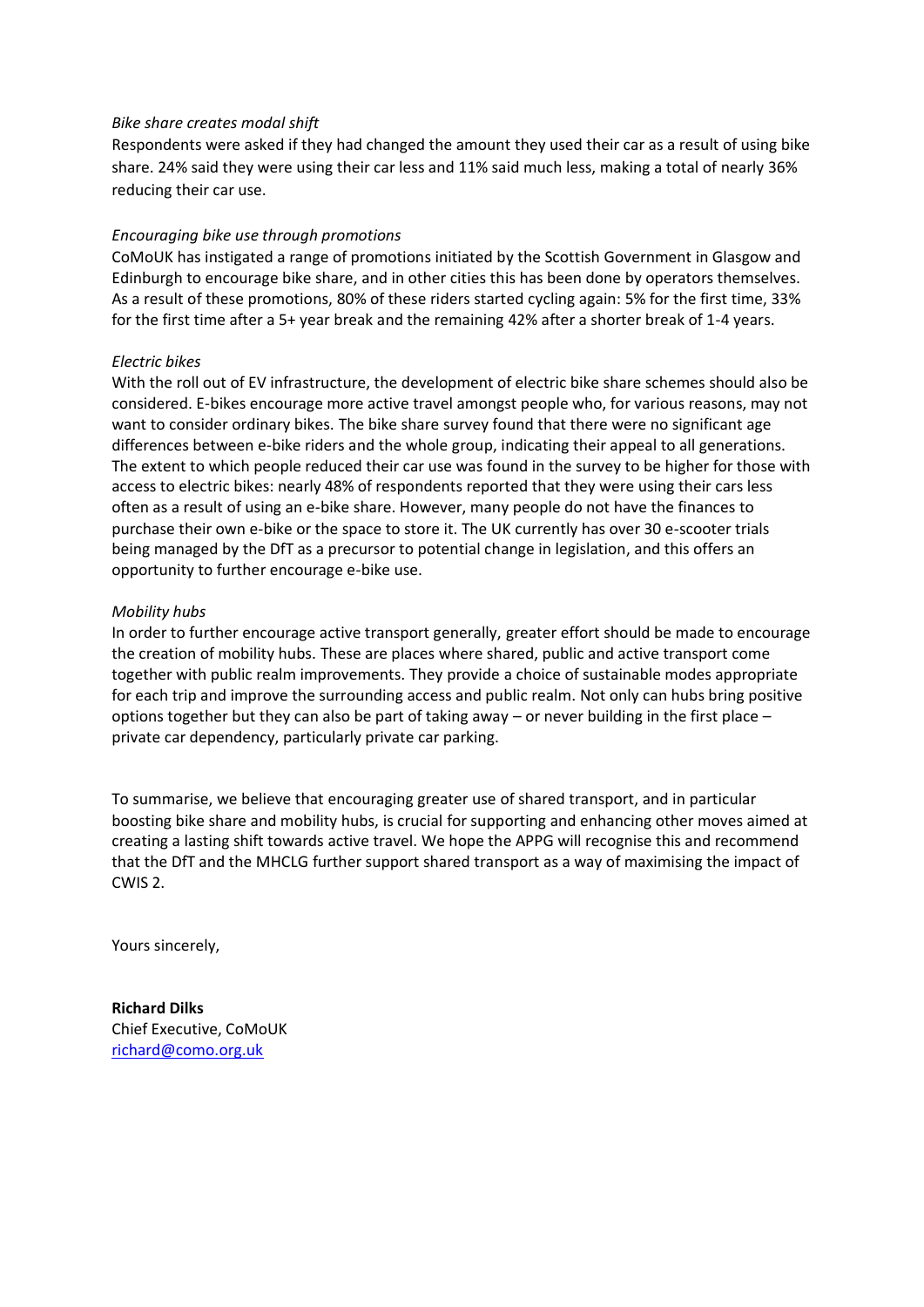*Bike share creates modal shift*

Respondents were asked if they had changed the amount they used their car as a result of using bike share. 24% said they were using their car less and 11% said much less, making a total of nearly 36% reducing their car use.

*Encouraging bike use through promotions*

CoMoUK has instigated a range of promotions initiated by the Scottish Government in Glasgow and Edinburgh to encourage bike share, and in other cities this has been done by operators themselves. As a result of these promotions, 80% of these riders started cycling again: 5% for the first time, 33% for the first time after a 5+ year break and the remaining 42% after a shorter break of 1-4 years.

*Electric bikes*

With the roll out of EV infrastructure, the development of electric bike share schemes should also be considered. E-bikes encourage more active travel amongst people who, for various reasons, may not want to consider ordinary bikes. The bike share survey found that there were no significant age differences between e-bike riders and the whole group, indicating their appeal to all generations. The extent to which people reduced their car use was found in the survey to be higher for those with access to electric bikes: nearly 48% of respondents reported that they were using their cars less often as a result of using an e-bike share. However, many people do not have the finances to purchase their own e-bike or the space to store it. The UK currently has over 30 e-scooter trials being managed by the DfT as a precursor to potential change in legislation, and this offers an opportunity to further encourage e-bike use.

*Mobility hubs*

In order to further encourage active transport generally, greater effort should be made to encourage the creation of mobility hubs. These are places where shared, public and active transport come together with public realm improvements. They provide a choice of sustainable modes appropriate for each trip and improve the surrounding access and public realm. Not only can hubs bring positive options together but they can also be part of taking away – or never building in the first place – private car dependency, particularly private car parking.

To summarise, we believe that encouraging greater use of shared transport, and in particular boosting bike share and mobility hubs, is crucial for supporting and enhancing other moves aimed at creating a lasting shift towards active travel. We hope the APPG will recognise this and recommend that the DfT and the MHCLG further support shared transport as a way of maximising the impact of CWIS 2.

Yours sincerely,

**Richard Dilks**
Chief Executive, CoMoUK
richard@como.org.uk